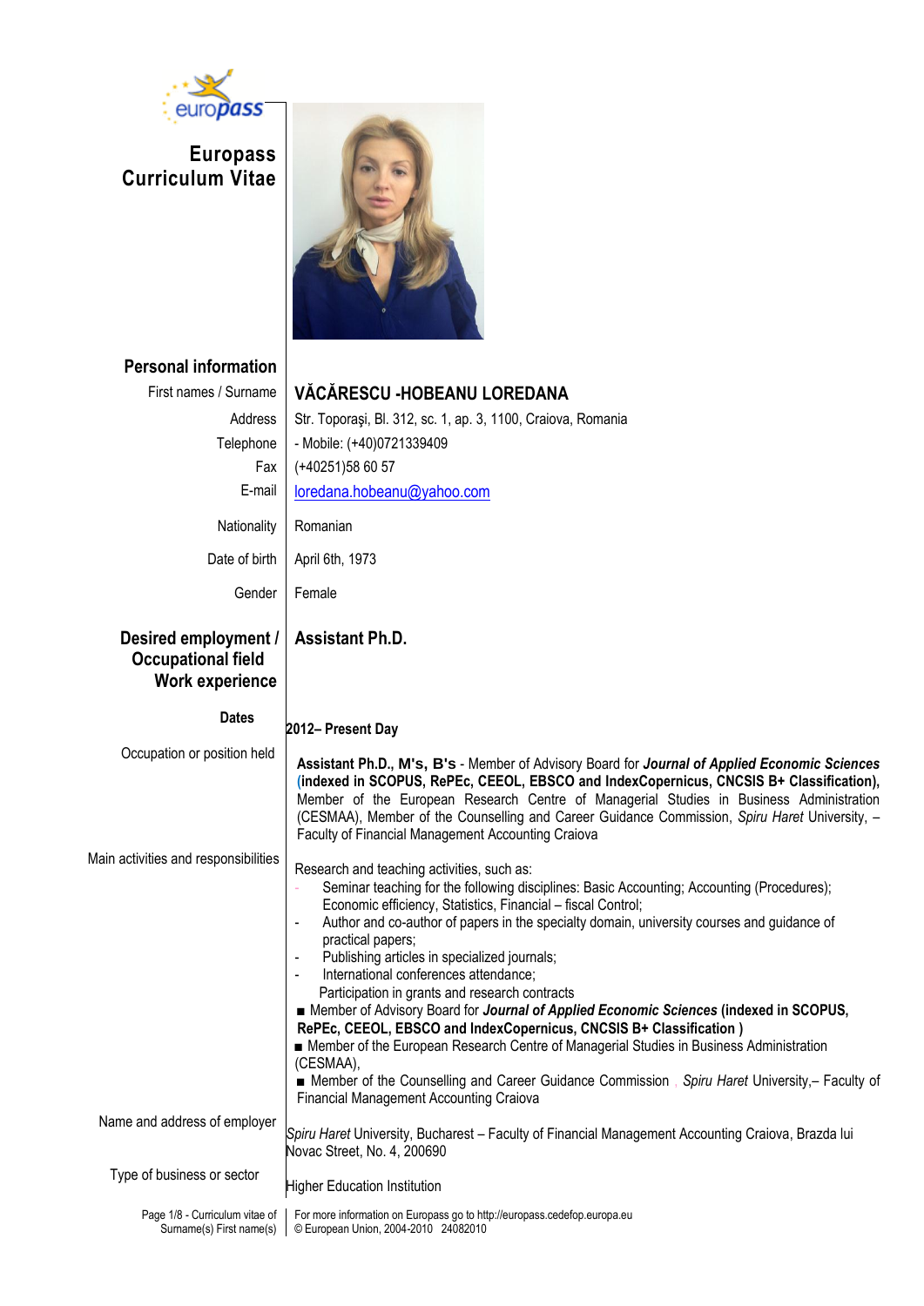# Europass Curriculum Vitae

## Personal information

| | |
|---|---|
| First names / Surname | **VĂCĂRESCU -HOBEANU LOREDANA** |
| Address | Str. Toporaşi, Bl. 312, sc. 1, ap. 3, 1100, Craiova, Romania |
| Telephone | - Mobile: (+40)0721339409 |
| Fax | (+40251)58 60 57 |
| E-mail | loredana.hobeanu@yahoo.com |
| Nationality | Romanian |
| Date of birth | April 6th, 1973 |
| Gender | Female |

## Desired employment / Occupational field

**Assistant Ph.D.**

## Work experience

**Dates**

**2012– Present Day**

**Occupation or position held**

**Assistant Ph.D., M's, B's** - Member of Advisory Board for ***Journal of Applied Economic Sciences* (indexed in SCOPUS, RePEc, CEEOL, EBSCO and IndexCopernicus, CNCSIS B+ Classification),** Member of the European Research Centre of Managerial Studies in Business Administration (CESMAA), Member of the Counselling and Career Guidance Commission, *Spiru Haret* University, – Faculty of Financial Management Accounting Craiova

**Main activities and responsibilities**

Research and teaching activities, such as:

- Seminar teaching for the following disciplines: Basic Accounting; Accounting (Procedures); Economic efficiency, Statistics, Financial – fiscal Control;
- Author and co-author of papers in the specialty domain, university courses and guidance of practical papers;
- Publishing articles in specialized journals;
- International conferences attendance;

Participation in grants and research contracts

■ Member of Advisory Board for ***Journal of Applied Economic Sciences* (indexed in SCOPUS, RePEc, CEEOL, EBSCO and IndexCopernicus, CNCSIS B+ Classification )**

■ Member of the European Research Centre of Managerial Studies in Business Administration (CESMAA),

■ Member of the Counselling and Career Guidance Commission , *Spiru Haret* University,– Faculty of Financial Management Accounting Craiova

**Name and address of employer**

*Spiru Haret* University, Bucharest – Faculty of Financial Management Accounting Craiova, Brazda lui Novac Street, No. 4, 200690

**Type of business or sector**

Higher Education Institution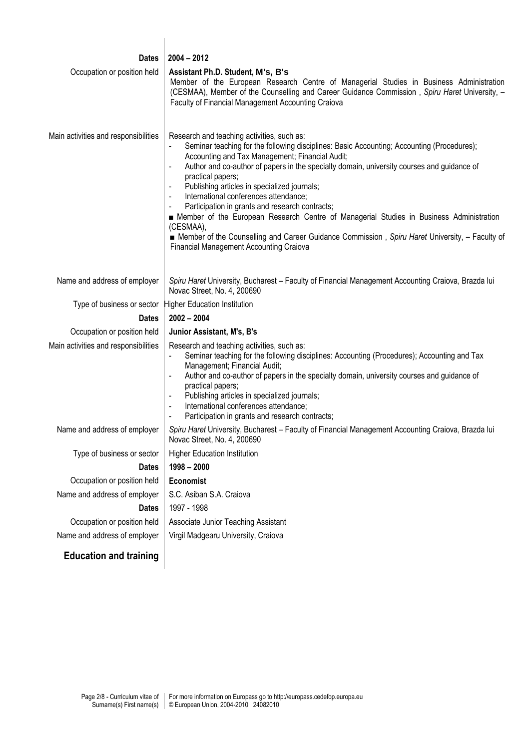**Dates** 2004 – 2012

**Occupation or position held**
**Assistant Ph.D. Student, M's, B's**
Member of the European Research Centre of Managerial Studies in Business Administration (CESMAA), Member of the Counselling and Career Guidance Commission , *Spiru Haret* University, – Faculty of Financial Management Accounting Craiova

**Main activities and responsibilities**
Research and teaching activities, such as:

- Seminar teaching for the following disciplines: Basic Accounting; Accounting (Procedures); Accounting and Tax Management; Financial Audit;
- Author and co-author of papers in the specialty domain, university courses and guidance of practical papers;
- Publishing articles in specialized journals;
- International conferences attendance;
- Participation in grants and research contracts;

■ Member of the European Research Centre of Managerial Studies in Business Administration (CESMAA),

■ Member of the Counselling and Career Guidance Commission , *Spiru Haret* University, – Faculty of Financial Management Accounting Craiova

**Name and address of employer** *Spiru Haret* University, Bucharest – Faculty of Financial Management Accounting Craiova, Brazda lui Novac Street, No. 4, 200690

**Type of business or sector** Higher Education Institution

**Dates** 2002 – 2004

**Occupation or position held** **Junior Assistant, M's, B's**

**Main activities and responsibilities**
Research and teaching activities, such as:

- Seminar teaching for the following disciplines: Accounting (Procedures); Accounting and Tax Management; Financial Audit;
- Author and co-author of papers in the specialty domain, university courses and guidance of practical papers;
- Publishing articles in specialized journals;
- International conferences attendance;
- Participation in grants and research contracts;

**Name and address of employer** *Spiru Haret* University, Bucharest – Faculty of Financial Management Accounting Craiova, Brazda lui Novac Street, No. 4, 200690

**Type of business or sector** Higher Education Institution

**Dates** 1998 – 2000

**Occupation or position held** **Economist**

**Name and address of employer** S.C. Asiban S.A. Craiova

**Dates** 1997 - 1998

**Occupation or position held** Associate Junior Teaching Assistant

**Name and address of employer** Virgil Madgearu University, Craiova

## Education and training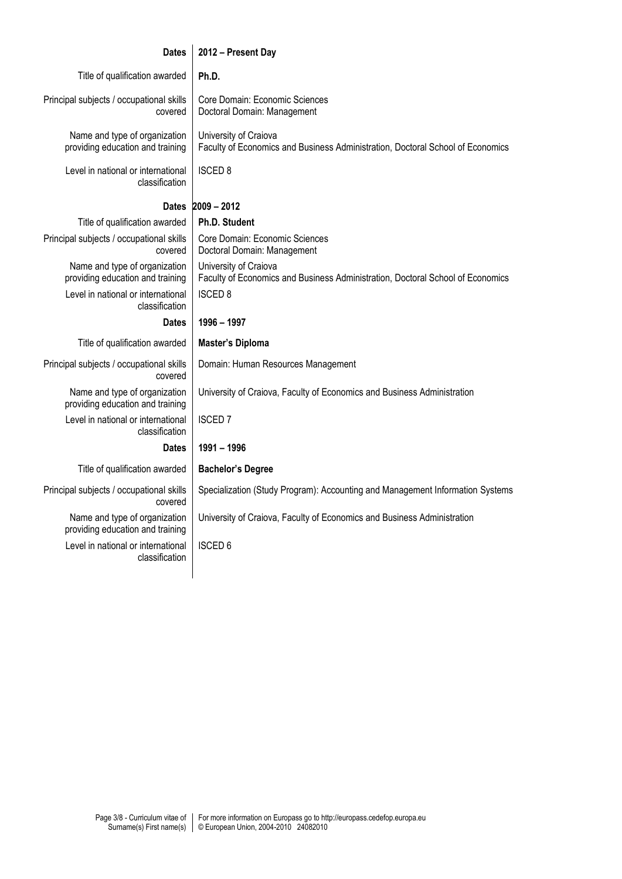| | |
|---|---|
| **Dates** | **2012 – Present Day** |
| Title of qualification awarded | **Ph.D.** |
| Principal subjects / occupational skills covered | Core Domain: Economic Sciences<br>Doctoral Domain: Management |
| Name and type of organization providing education and training | University of Craiova<br>Faculty of Economics and Business Administration, Doctoral School of Economics |
| Level in national or international classification | ISCED 8 |
| **Dates** | **2009 – 2012** |
| Title of qualification awarded | **Ph.D. Student** |
| Principal subjects / occupational skills covered | Core Domain: Economic Sciences<br>Doctoral Domain: Management |
| Name and type of organization providing education and training | University of Craiova<br>Faculty of Economics and Business Administration, Doctoral School of Economics |
| Level in national or international classification | ISCED 8 |
| **Dates** | **1996 – 1997** |
| Title of qualification awarded | **Master's Diploma** |
| Principal subjects / occupational skills covered | Domain: Human Resources Management |
| Name and type of organization providing education and training | University of Craiova, Faculty of Economics and Business Administration |
| Level in national or international classification | ISCED 7 |
| **Dates** | **1991 – 1996** |
| Title of qualification awarded | **Bachelor's Degree** |
| Principal subjects / occupational skills covered | Specialization (Study Program): Accounting and Management Information Systems |
| Name and type of organization providing education and training | University of Craiova, Faculty of Economics and Business Administration |
| Level in national or international classification | ISCED 6 |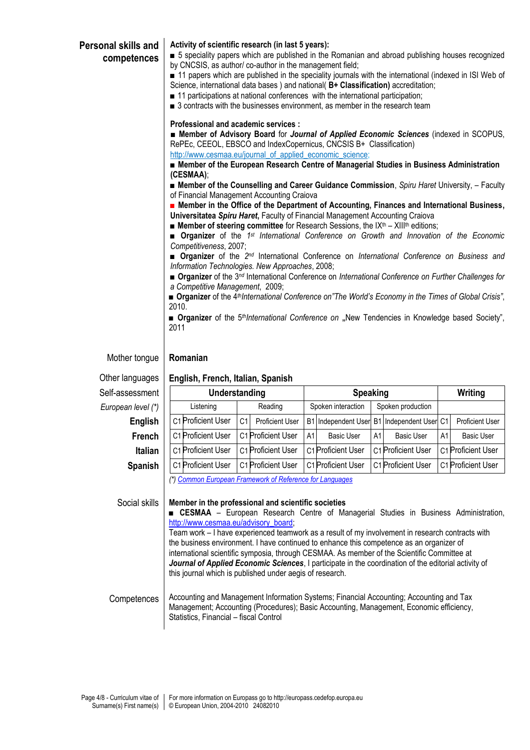## Personal skills and competences

**Activity of scientific research (in last 5 years):**

- 5 speciality papers which are published in the Romanian and abroad publishing houses recognized by CNCSIS, as author/ co-author in the management field;
- 11 papers which are published in the speciality journals with the international (indexed in ISI Web of Science, international data bases ) and national( **B+ Classification)** accreditation;
- 11 participations at national conferences with the international participation;
- 3 contracts with the businesses environment, as member in the research team

**Professional and academic services :**

- **Member of Advisory Board** for ***Journal of Applied Economic Sciences*** (indexed in SCOPUS, RePEc, CEEOL, EBSCO and IndexCopernicus, CNCSIS B+ Classification) http://www.cesmaa.eu/journal_of_applied_economic_science;
- **Member of the European Research Centre of Managerial Studies in Business Administration (CESMAA)**;
- **Member of the Counselling and Career Guidance Commission**, *Spiru Haret* University, – Faculty of Financial Management Accounting Craiova
- **Member in the Office of the Department of Accounting, Finances and International Business, Universitatea *Spiru Haret*,** Faculty of Financial Management Accounting Craiova
- **Member of steering committee** for Research Sessions, the IX[th] – XIII[th] editions;
- **Organizer** of the *1[st] International Conference on Growth and Innovation of the Economic Competitiveness*, 2007;
- **Organizer** of the *2[nd]* International Conference on *International Conference on Business and Information Technologies. New Approaches*, 2008;
- **Organizer** of the 3[nd] International Conference on *International Conference on Further Challenges for a Competitive Management*, 2009;
- **Organizer** of the 4[th]*International Conference on"The World's Economy in the Times of Global Crisis"*, 2010.
- **Organizer** of the 5[th]*International Conference on* „New Tendencies in Knowledge based Society", 2011

**Mother tongue:** **Romanian**

**Other languages:** **English, French, Italian, Spanish**

**Self-assessment**

| *European level (\*)* | Understanding | | Speaking | | Writing |
|---|---|---|---|---|---|
| | Listening | Reading | Spoken interaction | Spoken production | |
| **English** | C1 Proficient User | C1 Proficient User | B1 Independent User | B1 Independent User | C1 Proficient User |
| **French** | C1 Proficient User | C1 Proficient User | A1 Basic User | A1 Basic User | A1 Basic User |
| **Italian** | C1 Proficient User | C1 Proficient User | C1 Proficient User | C1 Proficient User | C1 Proficient User |
| **Spanish** | C1 Proficient User | C1 Proficient User | C1 Proficient User | C1 Proficient User | C1 Proficient User |

*(\*) Common European Framework of Reference for Languages*

**Social skills**

**Member in the professional and scientific societies**

- **CESMAA** – European Research Centre of Managerial Studies in Business Administration, http://www.cesmaa.eu/advisory_board;

Team work – I have experienced teamwork as a result of my involvement in research contracts with the business environment. I have continued to enhance this competence as an organizer of international scientific symposia, through CESMAA. As member of the Scientific Committee at ***Journal of Applied Economic Sciences***, I participate in the coordination of the editorial activity of this journal which is published under aegis of research.

**Competences**

Accounting and Management Information Systems; Financial Accounting; Accounting and Tax Management; Accounting (Procedures); Basic Accounting, Management, Economic efficiency, Statistics, Financial – fiscal Control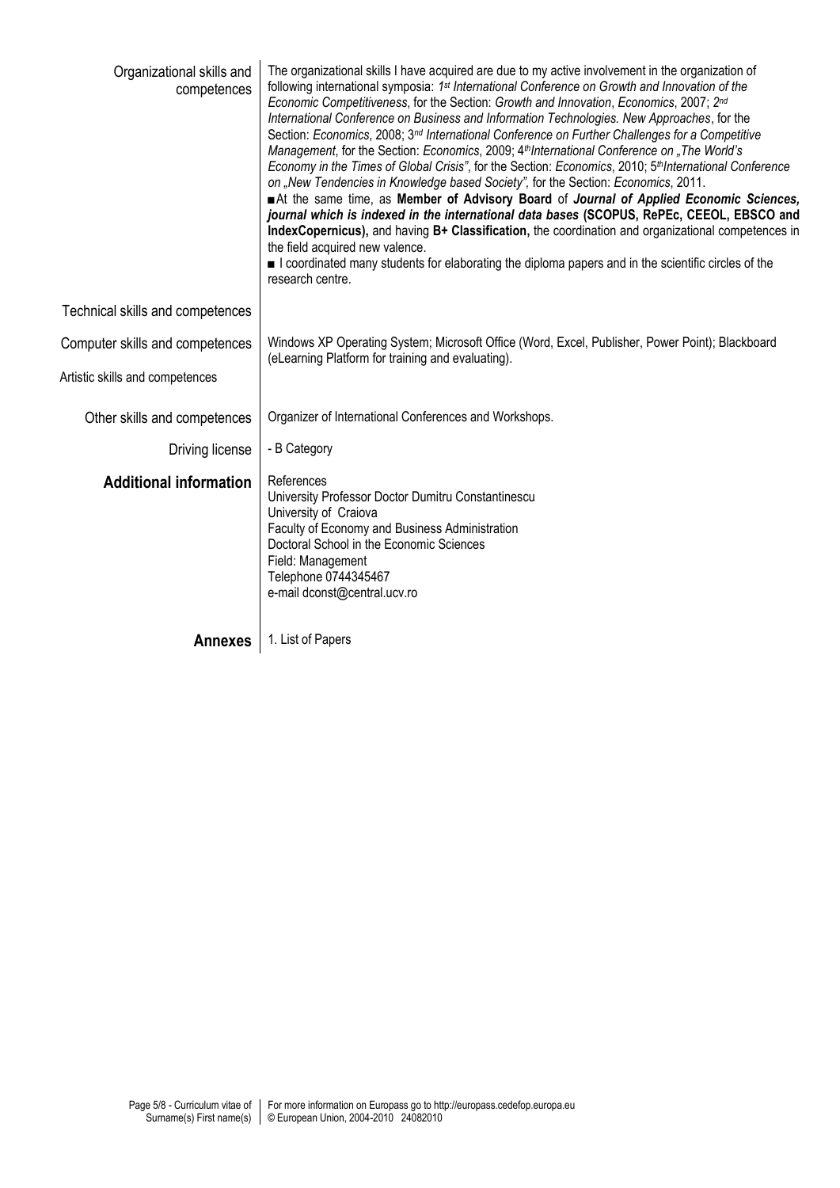**Organizational skills and competences**

The organizational skills I have acquired are due to my active involvement in the organization of following international symposia: *1st International Conference on Growth and Innovation of the Economic Competitiveness*, for the Section: *Growth and Innovation*, *Economics*, 2007; *2nd International Conference on Business and Information Technologies. New Approaches*, for the Section: *Economics*, 2008; 3rd *International Conference on Further Challenges for a Competitive Management*, for the Section: *Economics*, 2009; 4th*International Conference on „The World's Economy in the Times of Global Crisis"*, for the Section: *Economics*, 2010; 5th*International Conference on „New Tendencies in Knowledge based Society",* for the Section: *Economics*, 2011.

■ At the same time, as **Member of Advisory Board** of ***Journal of Applied Economic Sciences, journal which is indexed in the international data bases*** **(SCOPUS, RePEc, CEEOL, EBSCO and IndexCopernicus),** and having **B+ Classification,** the coordination and organizational competences in the field acquired new valence.

■ I coordinated many students for elaborating the diploma papers and in the scientific circles of the research centre.

**Technical skills and competences**

**Computer skills and competences**

Windows XP Operating System; Microsoft Office (Word, Excel, Publisher, Power Point); Blackboard (eLearning Platform for training and evaluating).

**Artistic skills and competences**

**Other skills and competences**

Organizer of International Conferences and Workshops.

**Driving license**

- B Category

## Additional information

References
University Professor Doctor Dumitru Constantinescu
University of Craiova
Faculty of Economy and Business Administration
Doctoral School in the Economic Sciences
Field: Management
Telephone 0744345467
e-mail dconst@central.ucv.ro

## Annexes

1. List of Papers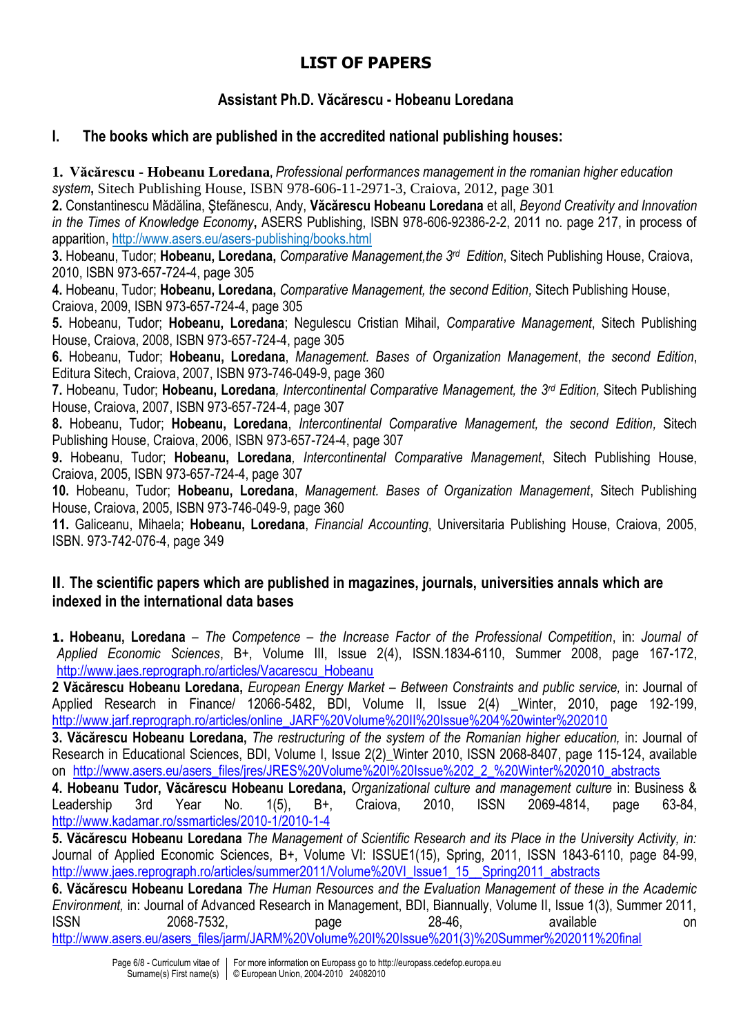# LIST OF PAPERS

## Assistant Ph.D. Văcărescu - Hobeanu Loredana

## I. The books which are published in the accredited national publishing houses:

**1. Văcărescu - Hobeanu Loredana**, *Professional performances management in the romanian higher education system*, Sitech Publishing House, ISBN 978-606-11-2971-3, Craiova, 2012, page 301

**2.** Constantinescu Mădălina, Ştefănescu, Andy, **Văcărescu Hobeanu Loredana** et all, *Beyond Creativity and Innovation in the Times of Knowledge Economy*, ASERS Publishing, ISBN 978-606-92386-2-2, 2011 no. page 217, in process of apparition, http://www.asers.eu/asers-publishing/books.html

**3.** Hobeanu, Tudor; **Hobeanu, Loredana,** *Comparative Management,the 3rd Edition*, Sitech Publishing House, Craiova, 2010, ISBN 973-657-724-4, page 305

**4.** Hobeanu, Tudor; **Hobeanu, Loredana,** *Comparative Management, the second Edition,* Sitech Publishing House, Craiova, 2009, ISBN 973-657-724-4, page 305

**5.** Hobeanu, Tudor; **Hobeanu, Loredana**; Negulescu Cristian Mihail, *Comparative Management*, Sitech Publishing House, Craiova, 2008, ISBN 973-657-724-4, page 305

**6.** Hobeanu, Tudor; **Hobeanu, Loredana**, *Management. Bases of Organization Management*, *the second Edition*, Editura Sitech, Craiova, 2007, ISBN 973-746-049-9, page 360

**7.** Hobeanu, Tudor; **Hobeanu, Loredana***, Intercontinental Comparative Management, the 3rd Edition,* Sitech Publishing House, Craiova, 2007, ISBN 973-657-724-4, page 307

**8.** Hobeanu, Tudor; **Hobeanu, Loredana**, *Intercontinental Comparative Management, the second Edition,* Sitech Publishing House, Craiova, 2006, ISBN 973-657-724-4, page 307

**9.** Hobeanu, Tudor; **Hobeanu, Loredana***, Intercontinental Comparative Management*, Sitech Publishing House, Craiova, 2005, ISBN 973-657-724-4, page 307

**10.** Hobeanu, Tudor; **Hobeanu, Loredana**, *Management. Bases of Organization Management*, Sitech Publishing House, Craiova, 2005, ISBN 973-746-049-9, page 360

**11.** Galiceanu, Mihaela; **Hobeanu, Loredana**, *Financial Accounting*, Universitaria Publishing House, Craiova, 2005, ISBN. 973-742-076-4, page 349

## II. The scientific papers which are published in magazines, journals, universities annals which are indexed in the international data bases

**1. Hobeanu, Loredana** – *The Competence – the Increase Factor of the Professional Competition*, in: *Journal of Applied Economic Sciences*, B+, Volume III, Issue 2(4), ISSN.1834-6110, Summer 2008, page 167-172, http://www.jaes.reprograph.ro/articles/Vacarescu_Hobeanu

**2 Văcărescu Hobeanu Loredana,** *European Energy Market – Between Constraints and public service,* in: Journal of Applied Research in Finance/ 12066-5482, BDI, Volume II, Issue 2(4) _Winter, 2010, page 192-199, http://www.jarf.reprograph.ro/articles/online_JARF%20Volume%20II%20Issue%204%20winter%202010

**3. Văcărescu Hobeanu Loredana,** *The restructuring of the system of the Romanian higher education,* in: Journal of Research in Educational Sciences, BDI, Volume I, Issue 2(2)_Winter 2010, ISSN 2068-8407, page 115-124, available on http://www.asers.eu/asers_files/jres/JRES%20Volume%20I%20Issue%202_2_%20Winter%202010_abstracts

**4. Hobeanu Tudor, Văcărescu Hobeanu Loredana,** *Organizational culture and management culture* in: Business & Leadership 3rd Year No. 1(5), B+, Craiova, 2010, ISSN 2069-4814, page 63-84, http://www.kadamar.ro/ssmarticles/2010-1/2010-1-4

**5. Văcărescu Hobeanu Loredana** *The Management of Scientific Research and its Place in the University Activity, in:* Journal of Applied Economic Sciences, B+, Volume VI: ISSUE1(15), Spring, 2011, ISSN 1843-6110, page 84-99, http://www.jaes.reprograph.ro/articles/summer2011/Volume%20VI_Issue1_15__Spring2011_abstracts

**6. Văcărescu Hobeanu Loredana** *The Human Resources and the Evaluation Management of these in the Academic Environment,* in: Journal of Advanced Research in Management, BDI, Biannually, Volume II, Issue 1(3), Summer 2011, ISSN 2068-7532, page 28-46, available on http://www.asers.eu/asers_files/jarm/JARM%20Volume%20I%20Issue%201(3)%20Summer%202011%20final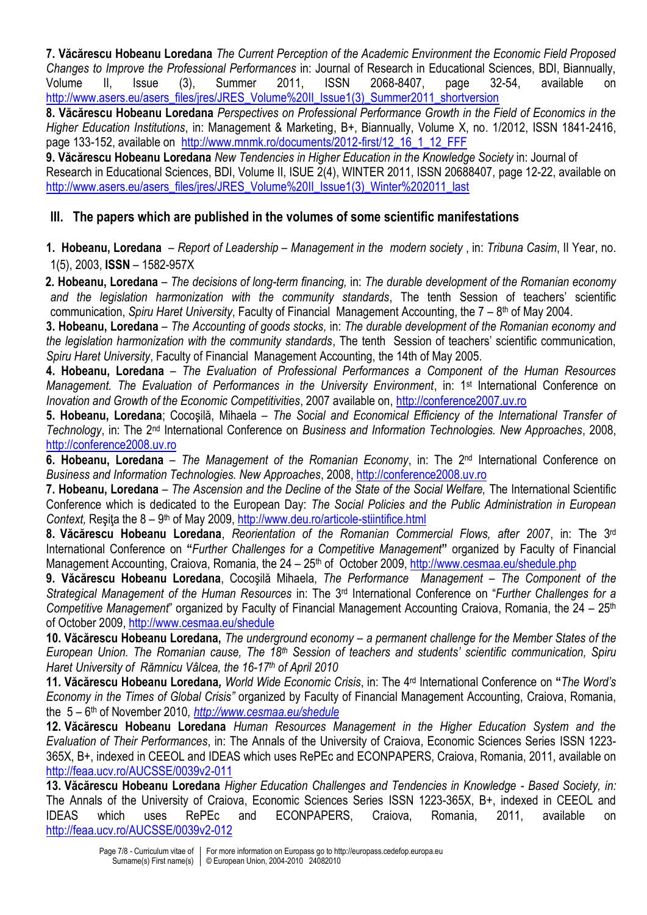**7. Văcărescu Hobeanu Loredana** *The Current Perception of the Academic Environment the Economic Field Proposed Changes to Improve the Professional Performances* in: Journal of Research in Educational Sciences, BDI, Biannually, Volume II, Issue (3), Summer 2011, ISSN 2068-8407, page 32-54, available on http://www.asers.eu/asers_files/jres/JRES_Volume%20II_Issue1(3)_Summer2011_shortversion

**8. Văcărescu Hobeanu Loredana** *Perspectives on Professional Performance Growth in the Field of Economics in the Higher Education Institutions*, in: Management & Marketing, B+, Biannually, Volume X, no. 1/2012, ISSN 1841-2416, page 133-152, available on http://www.mnmk.ro/documents/2012-first/12_16_1_12_FFF

**9. Văcărescu Hobeanu Loredana** *New Tendencies in Higher Education in the Knowledge Society* in: Journal of Research in Educational Sciences, BDI, Volume II, ISUE 2(4), WINTER 2011, ISSN 20688407, page 12-22, available on http://www.asers.eu/asers_files/jres/JRES_Volume%20II_Issue1(3)_Winter%202011_last

## III. The papers which are published in the volumes of some scientific manifestations

**1. Hobeanu, Loredana** – *Report of Leadership – Management in the modern society* , in: *Tribuna Casim*, II Year, no. 1(5), 2003, **ISSN** – 1582-957X

**2. Hobeanu, Loredana** – *The decisions of long-term financing,* in: *The durable development of the Romanian economy and the legislation harmonization with the community standards*, The tenth Session of teachers' scientific communication, *Spiru Haret University*, Faculty of Financial Management Accounting, the 7 – 8th of May 2004.

**3. Hobeanu, Loredana** – *The Accounting of goods stocks,* in: *The durable development of the Romanian economy and the legislation harmonization with the community standards*, The tenth Session of teachers' scientific communication, *Spiru Haret University*, Faculty of Financial Management Accounting, the 14th of May 2005.

**4. Hobeanu, Loredana** – *The Evaluation of Professional Performances a Component of the Human Resources Management. The Evaluation of Performances in the University Environment*, in: 1st International Conference on *Inovation and Growth of the Economic Competitivities*, 2007 available on, http://conference2007.uv.ro

**5. Hobeanu, Loredana**; Cocoşilă, Mihaela – *The Social and Economical Efficiency of the International Transfer of Technology*, in: The 2nd International Conference on *Business and Information Technologies. New Approaches*, 2008, http://conference2008.uv.ro

**6. Hobeanu, Loredana** – *The Management of the Romanian Economy*, in: The 2nd International Conference on *Business and Information Technologies. New Approaches*, 2008, http://conference2008.uv.ro

**7. Hobeanu, Loredana** – *The Ascension and the Decline of the State of the Social Welfare,* The International Scientific Conference which is dedicated to the European Day: *The Social Policies and the Public Administration in European Context,* Reşiţa the 8 – 9th of May 2009, http://www.deu.ro/articole-stiintifice.html

**8. Văcărescu Hobeanu Loredana**, *Reorientation of the Romanian Commercial Flows, after 2007*, in: The 3rd International Conference on **"***Further Challenges for a Competitive Management***"** organized by Faculty of Financial Management Accounting, Craiova, Romania, the 24 – 25th of October 2009, http://www.cesmaa.eu/shedule.php

**9. Văcărescu Hobeanu Loredana**, Cocoşilă Mihaela, *The Performance Management – The Component of the Strategical Management of the Human Resources* in: The 3rd International Conference on "*Further Challenges for a Competitive Management*" organized by Faculty of Financial Management Accounting Craiova, Romania, the 24 – 25th of October 2009, http://www.cesmaa.eu/shedule

**10. Văcărescu Hobeanu Loredana,** *The underground economy – a permanent challenge for the Member States of the European Union. The Romanian cause, The 18th Session of teachers and students' scientific communication, Spiru Haret University of Râmnicu Vâlcea, the 16-17th of April 2010*

**11. Văcărescu Hobeanu Loredana***, World Wide Economic Crisis*, in: The 4rd International Conference on **"***The Word's Economy in the Times of Global Crisis"* organized by Faculty of Financial Management Accounting, Craiova, Romania, the 5 – 6th of November 2010*, http://www.cesmaa.eu/shedule*

**12. Văcărescu Hobeanu Loredana** *Human Resources Management in the Higher Education System and the Evaluation of Their Performances*, in: The Annals of the University of Craiova, Economic Sciences Series ISSN 1223-365X, B+, indexed in CEEOL and IDEAS which uses RePEc and ECONPAPERS, Craiova, Romania, 2011, available on http://feaa.ucv.ro/AUCSSE/0039v2-011

**13. Văcărescu Hobeanu Loredana** *Higher Education Challenges and Tendencies in Knowledge - Based Society, in:* The Annals of the University of Craiova, Economic Sciences Series ISSN 1223-365X, B+, indexed in CEEOL and IDEAS which uses RePEc and ECONPAPERS, Craiova, Romania, 2011, available on http://feaa.ucv.ro/AUCSSE/0039v2-012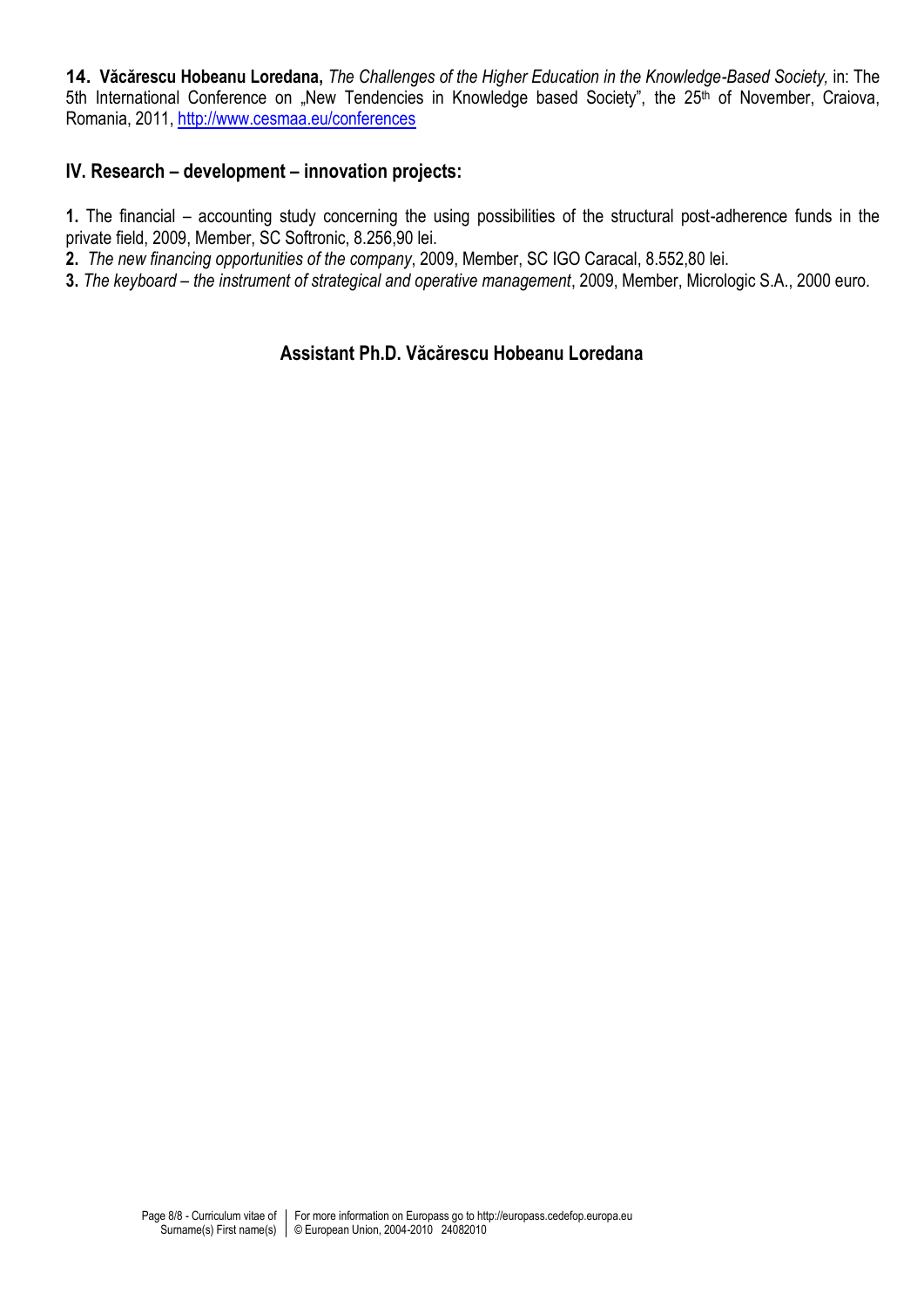**14. Văcărescu Hobeanu Loredana,** *The Challenges of the Higher Education in the Knowledge-Based Society,* in: The 5th International Conference on „New Tendencies in Knowledge based Society", the 25th of November, Craiova, Romania, 2011, http://www.cesmaa.eu/conferences

## IV. Research – development – innovation projects:

**1.** The financial – accounting study concerning the using possibilities of the structural post-adherence funds in the private field, 2009, Member, SC Softronic, 8.256,90 lei.

**2.** *The new financing opportunities of the company*, 2009, Member, SC IGO Caracal, 8.552,80 lei.

**3.** *The keyboard – the instrument of strategical and operative management*, 2009, Member, Micrologic S.A., 2000 euro.

**Assistant Ph.D. Văcărescu Hobeanu Loredana**